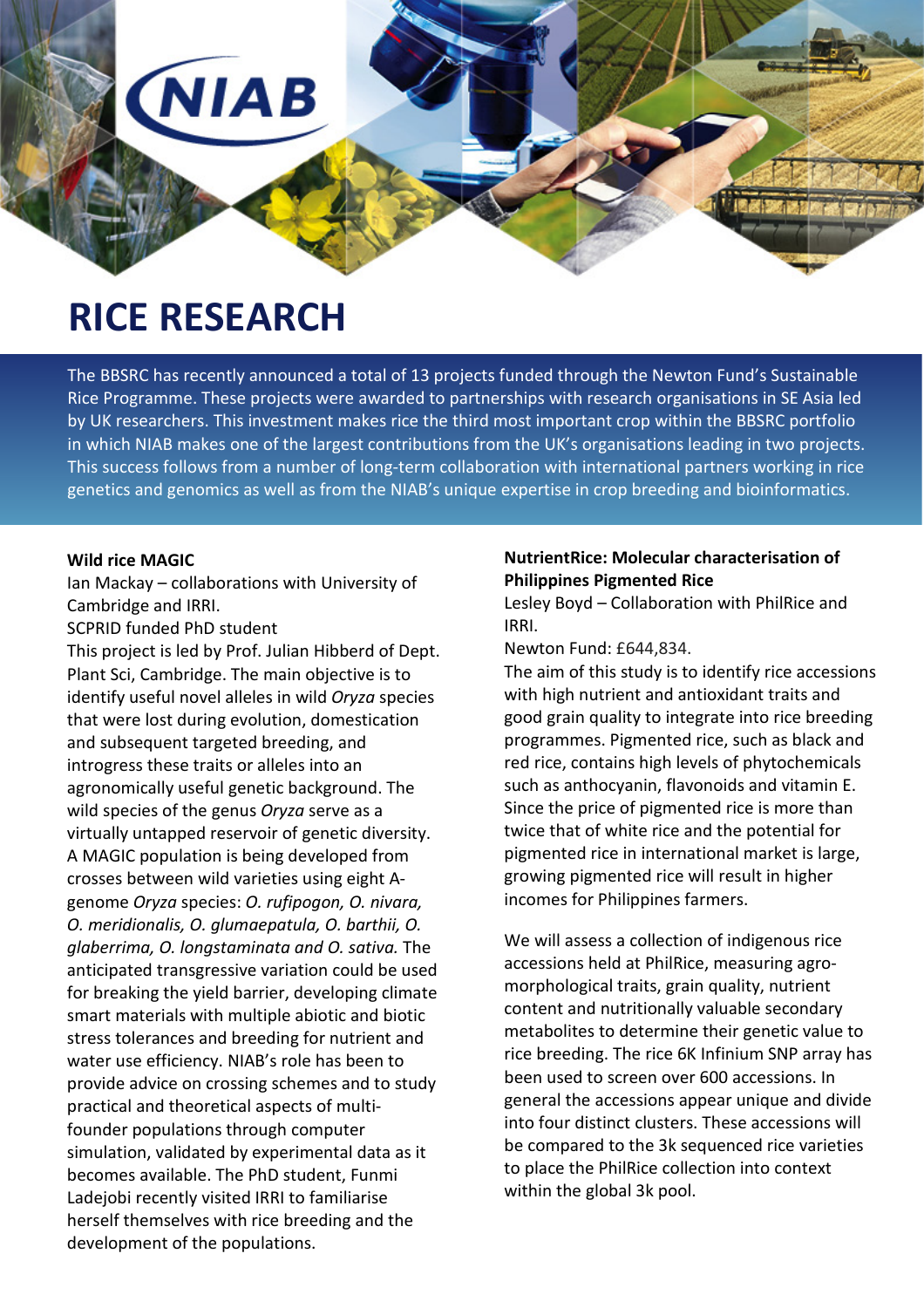# RICE RESEARCH

The BBSRC has recently announced a total of 13 projects funded through the Newton Fund's Sustainable Rice Programme. These projects were awarded to partnerships with research organisations in SE Asia led by UK researchers. This investment makes rice the third most important crop within the BBSRC portfolio in which NIAB makes one of the largest contributions from the UK's organisations leading in two projects. This success follows from a number of long-term collaboration with international partners working in rice genetics and genomics as well as from the NIAB's unique expertise in crop breeding and bioinformatics.

**Wild rice MAGIC**

Ian Mackay – collaborations with University of Cambridge and IRRI.

SCPRID funded PhD student

This project is led by Prof. Julian Hibberd of Dept. Plant Sci, Cambridge. The main objective is to identify useful novel alleles in wild *Oryza* species that were lost during evolution, domestication and subsequent targeted breeding, and introgress these traits or alleles into an agronomically useful genetic background. The wild species of the genus *Oryza* serve as a virtually untapped reservoir of genetic diversity. A MAGIC population is being developed from crosses between wild varieties using eight A-genome *Oryza* species: *O. rufipogon, O. nivara, O. meridionalis, O. glumaepatula, O. barthii, O. glaberrima, O. longstaminata and O. sativa.* The anticipated transgressive variation could be used for breaking the yield barrier, developing climate smart materials with multiple abiotic and biotic stress tolerances and breeding for nutrient and water use efficiency. NIAB's role has been to provide advice on crossing schemes and to study practical and theoretical aspects of multi-founder populations through computer simulation, validated by experimental data as it becomes available. The PhD student, Funmi Ladejobi recently visited IRRI to familiarise herself themselves with rice breeding and the development of the populations.

**NutrientRice: Molecular characterisation of Philippines Pigmented Rice**

Lesley Boyd – Collaboration with PhilRice and IRRI.

Newton Fund: £644,834.

The aim of this study is to identify rice accessions with high nutrient and antioxidant traits and good grain quality to integrate into rice breeding programmes. Pigmented rice, such as black and red rice, contains high levels of phytochemicals such as anthocyanin, flavonoids and vitamin E. Since the price of pigmented rice is more than twice that of white rice and the potential for pigmented rice in international market is large, growing pigmented rice will result in higher incomes for Philippines farmers.

We will assess a collection of indigenous rice accessions held at PhilRice, measuring agro-morphological traits, grain quality, nutrient content and nutritionally valuable secondary metabolites to determine their genetic value to rice breeding. The rice 6K Infinium SNP array has been used to screen over 600 accessions. In general the accessions appear unique and divide into four distinct clusters. These accessions will be compared to the 3k sequenced rice varieties to place the PhilRice collection into context within the global 3k pool.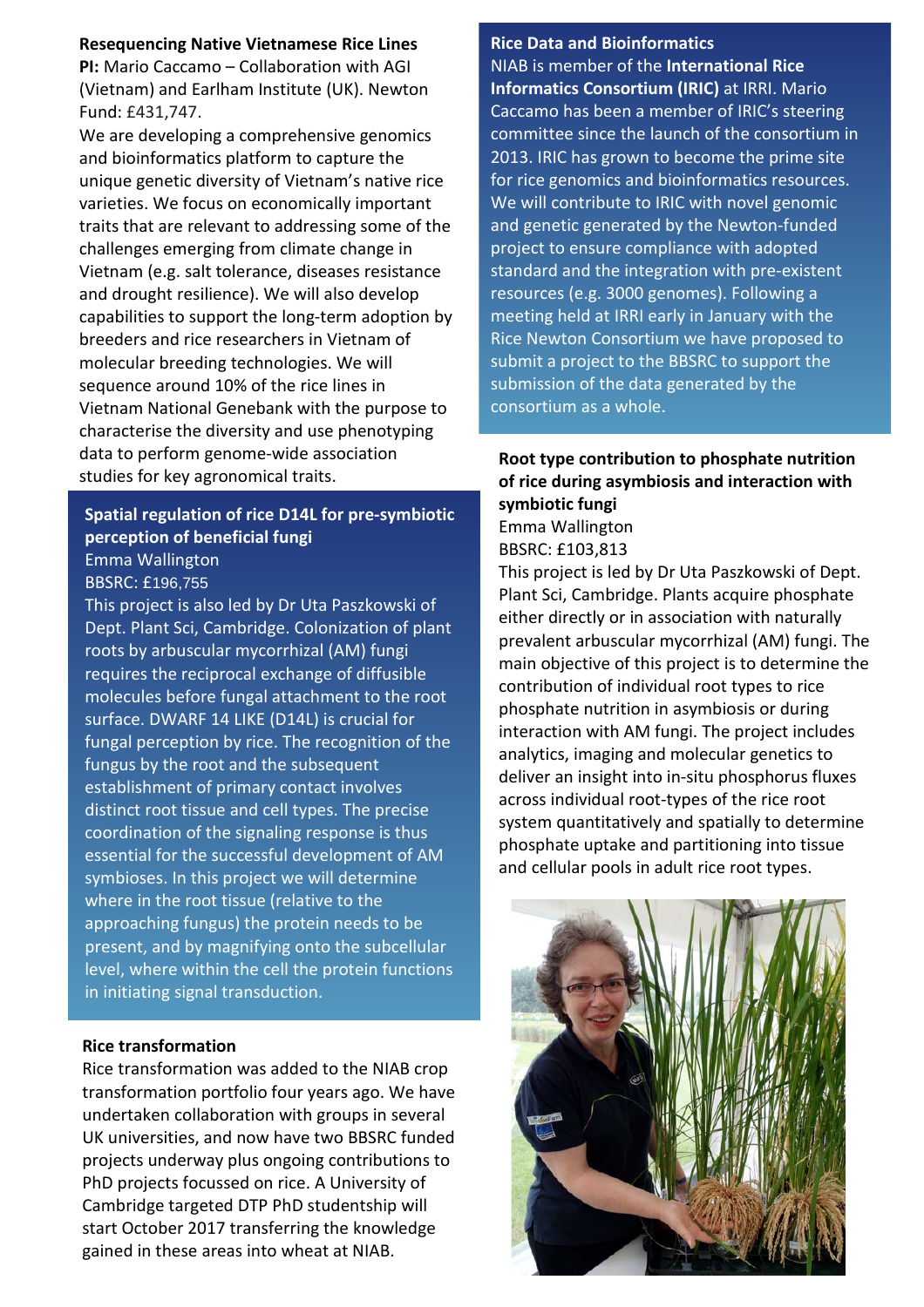## Resequencing Native Vietnamese Rice Lines

**PI:** Mario Caccamo – Collaboration with AGI (Vietnam) and Earlham Institute (UK). Newton Fund: £431,747.

We are developing a comprehensive genomics and bioinformatics platform to capture the unique genetic diversity of Vietnam's native rice varieties. We focus on economically important traits that are relevant to addressing some of the challenges emerging from climate change in Vietnam (e.g. salt tolerance, diseases resistance and drought resilience). We will also develop capabilities to support the long-term adoption by breeders and rice researchers in Vietnam of molecular breeding technologies. We will sequence around 10% of the rice lines in Vietnam National Genebank with the purpose to characterise the diversity and use phenotyping data to perform genome-wide association studies for key agronomical traits.

## Spatial regulation of rice D14L for pre-symbiotic perception of beneficial fungi

Emma Wallington

BBSRC: £196,755

This project is also led by Dr Uta Paszkowski of Dept. Plant Sci, Cambridge. Colonization of plant roots by arbuscular mycorrhizal (AM) fungi requires the reciprocal exchange of diffusible molecules before fungal attachment to the root surface. DWARF 14 LIKE (D14L) is crucial for fungal perception by rice. The recognition of the fungus by the root and the subsequent establishment of primary contact involves distinct root tissue and cell types. The precise coordination of the signaling response is thus essential for the successful development of AM symbioses. In this project we will determine where in the root tissue (relative to the approaching fungus) the protein needs to be present, and by magnifying onto the subcellular level, where within the cell the protein functions in initiating signal transduction.

## Rice transformation

Rice transformation was added to the NIAB crop transformation portfolio four years ago. We have undertaken collaboration with groups in several UK universities, and now have two BBSRC funded projects underway plus ongoing contributions to PhD projects focussed on rice. A University of Cambridge targeted DTP PhD studentship will start October 2017 transferring the knowledge gained in these areas into wheat at NIAB.

## Rice Data and Bioinformatics

NIAB is member of the **International Rice Informatics Consortium (IRIC)** at IRRI. Mario Caccamo has been a member of IRIC's steering committee since the launch of the consortium in 2013. IRIC has grown to become the prime site for rice genomics and bioinformatics resources. We will contribute to IRIC with novel genomic and genetic generated by the Newton-funded project to ensure compliance with adopted standard and the integration with pre-existent resources (e.g. 3000 genomes). Following a meeting held at IRRI early in January with the Rice Newton Consortium we have proposed to submit a project to the BBSRC to support the submission of the data generated by the consortium as a whole.

## Root type contribution to phosphate nutrition of rice during asymbiosis and interaction with symbiotic fungi

Emma Wallington

BBSRC: £103,813

This project is led by Dr Uta Paszkowski of Dept. Plant Sci, Cambridge. Plants acquire phosphate either directly or in association with naturally prevalent arbuscular mycorrhizal (AM) fungi. The main objective of this project is to determine the contribution of individual root types to rice phosphate nutrition in asymbiosis or during interaction with AM fungi. The project includes analytics, imaging and molecular genetics to deliver an insight into in-situ phosphorus fluxes across individual root-types of the rice root system quantitatively and spatially to determine phosphate uptake and partitioning into tissue and cellular pools in adult rice root types.